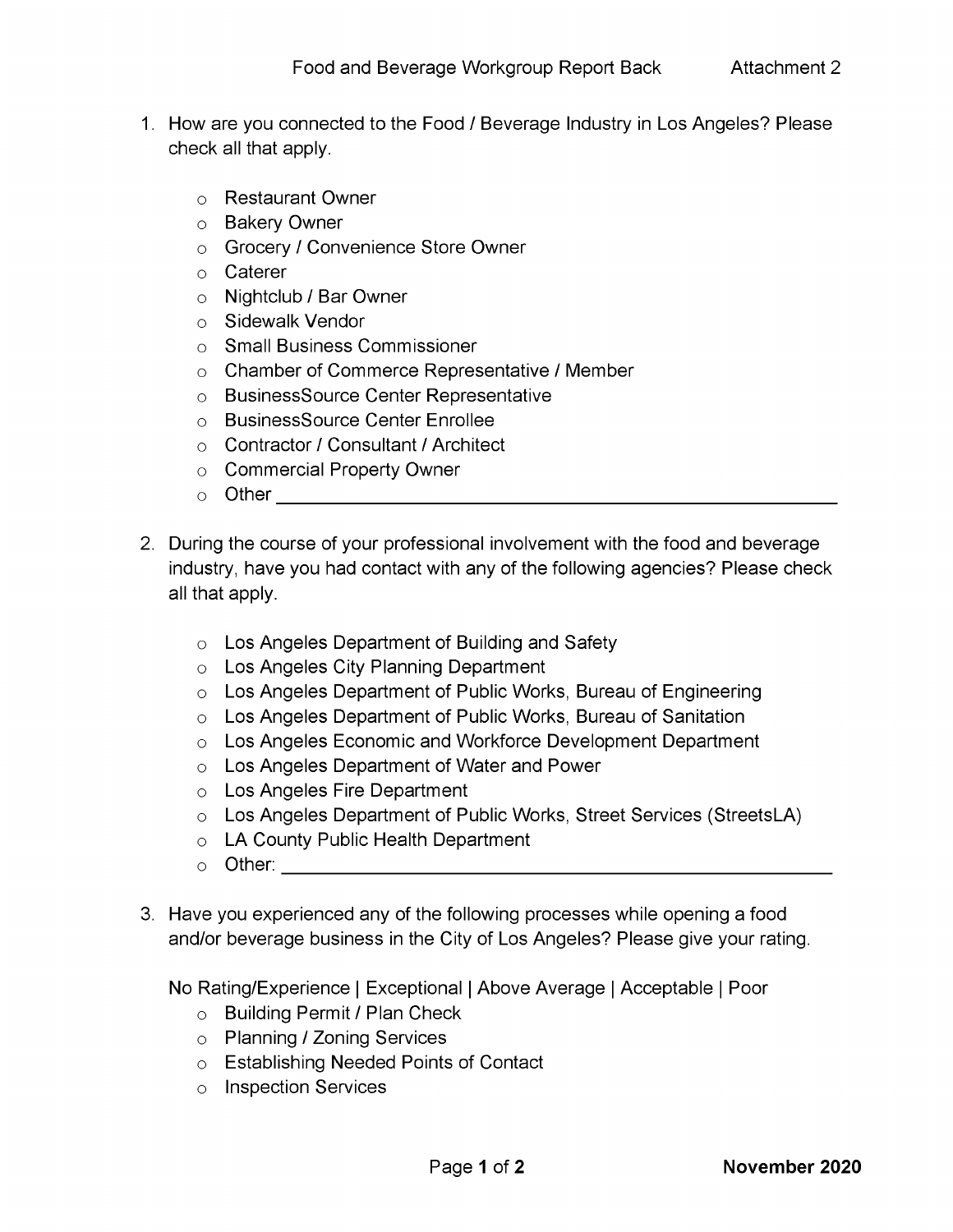1. How are you connected to the Food / Beverage Industry in Los Angeles? Please check all that apply.

   - Restaurant Owner
   - Bakery Owner
   - Grocery / Convenience Store Owner
   - Caterer
   - Nightclub / Bar Owner
   - Sidewalk Vendor
   - Small Business Commissioner
   - Chamber of Commerce Representative / Member
   - BusinessSource Center Representative
   - BusinessSource Center Enrollee
   - Contractor / Consultant / Architect
   - Commercial Property Owner
   - Other ______________________________________________

2. During the course of your professional involvement with the food and beverage industry, have you had contact with any of the following agencies? Please check all that apply.

   - Los Angeles Department of Building and Safety
   - Los Angeles City Planning Department
   - Los Angeles Department of Public Works, Bureau of Engineering
   - Los Angeles Department of Public Works, Bureau of Sanitation
   - Los Angeles Economic and Workforce Development Department
   - Los Angeles Department of Water and Power
   - Los Angeles Fire Department
   - Los Angeles Department of Public Works, Street Services (StreetsLA)
   - LA County Public Health Department
   - Other: ______________________________________________

3. Have you experienced any of the following processes while opening a food and/or beverage business in the City of Los Angeles? Please give your rating.

   No Rating/Experience | Exceptional | Above Average | Acceptable | Poor

   - Building Permit / Plan Check
   - Planning / Zoning Services
   - Establishing Needed Points of Contact
   - Inspection Services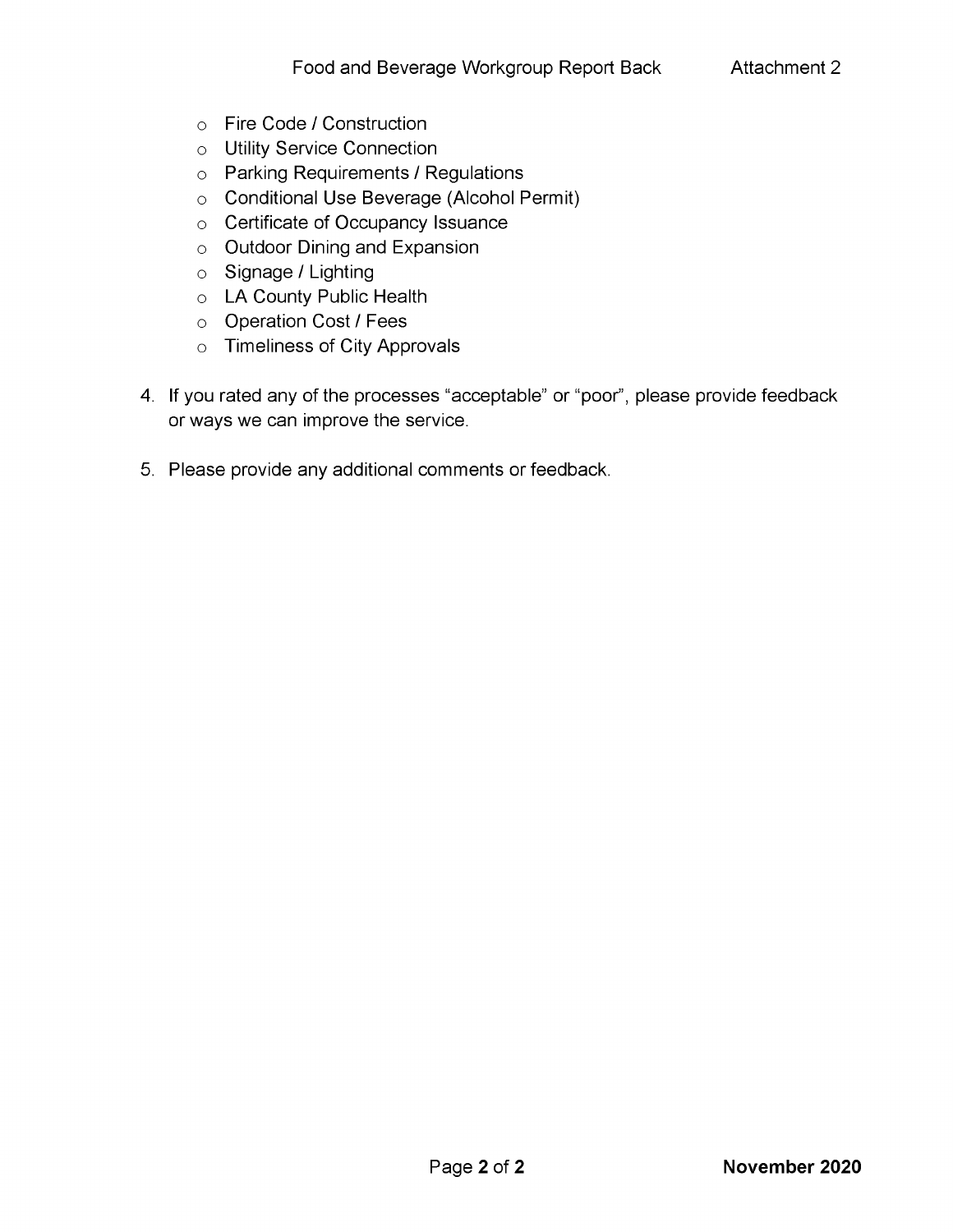- Fire Code / Construction
- Utility Service Connection
- Parking Requirements / Regulations
- Conditional Use Beverage (Alcohol Permit)
- Certificate of Occupancy Issuance
- Outdoor Dining and Expansion
- Signage / Lighting
- LA County Public Health
- Operation Cost / Fees
- Timeliness of City Approvals

4. If you rated any of the processes "acceptable" or "poor", please provide feedback or ways we can improve the service.

5. Please provide any additional comments or feedback.